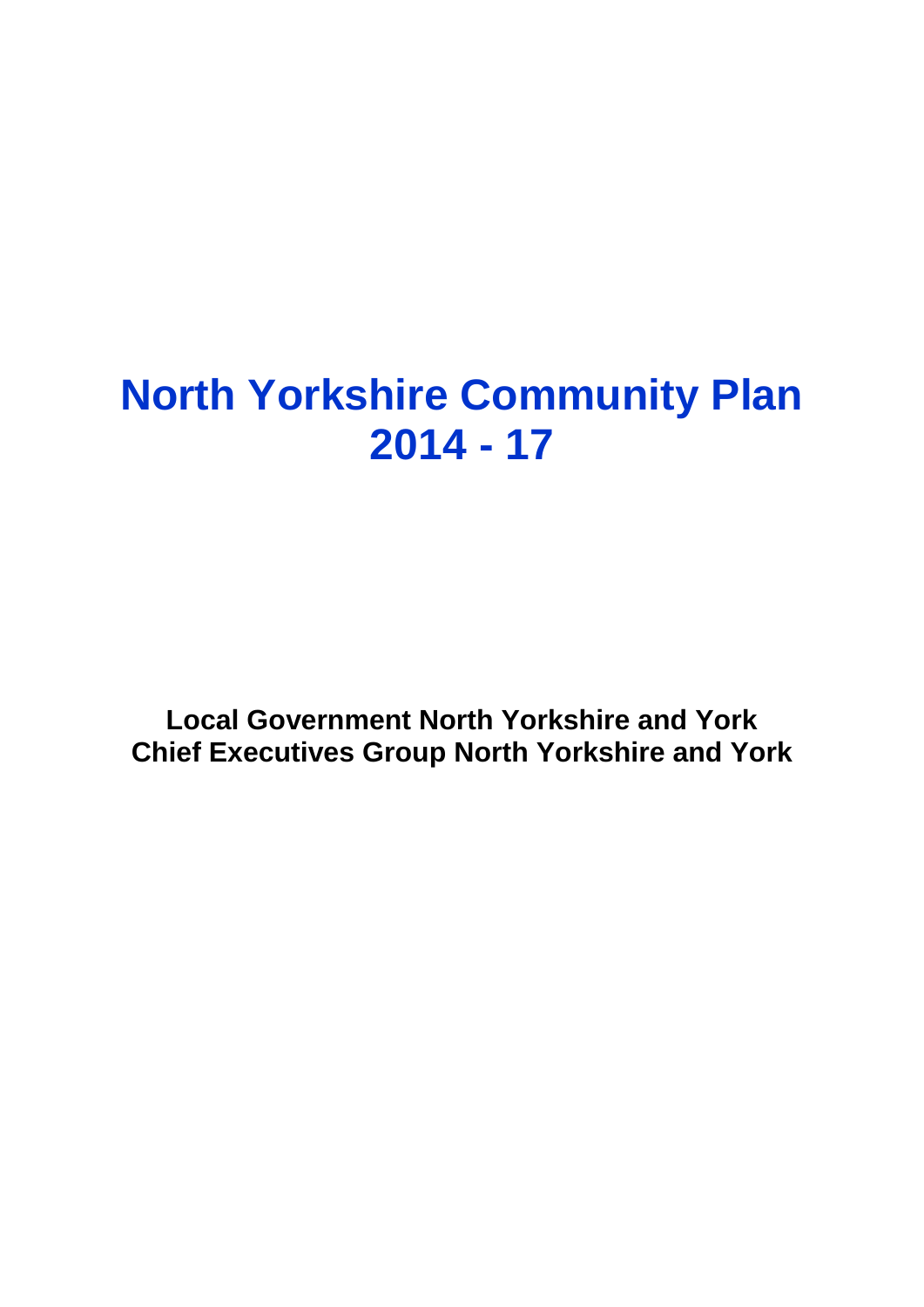# North Yorkshire Community Plan 2014 - 17

**Local Government North Yorkshire and York**
**Chief Executives Group North Yorkshire and York**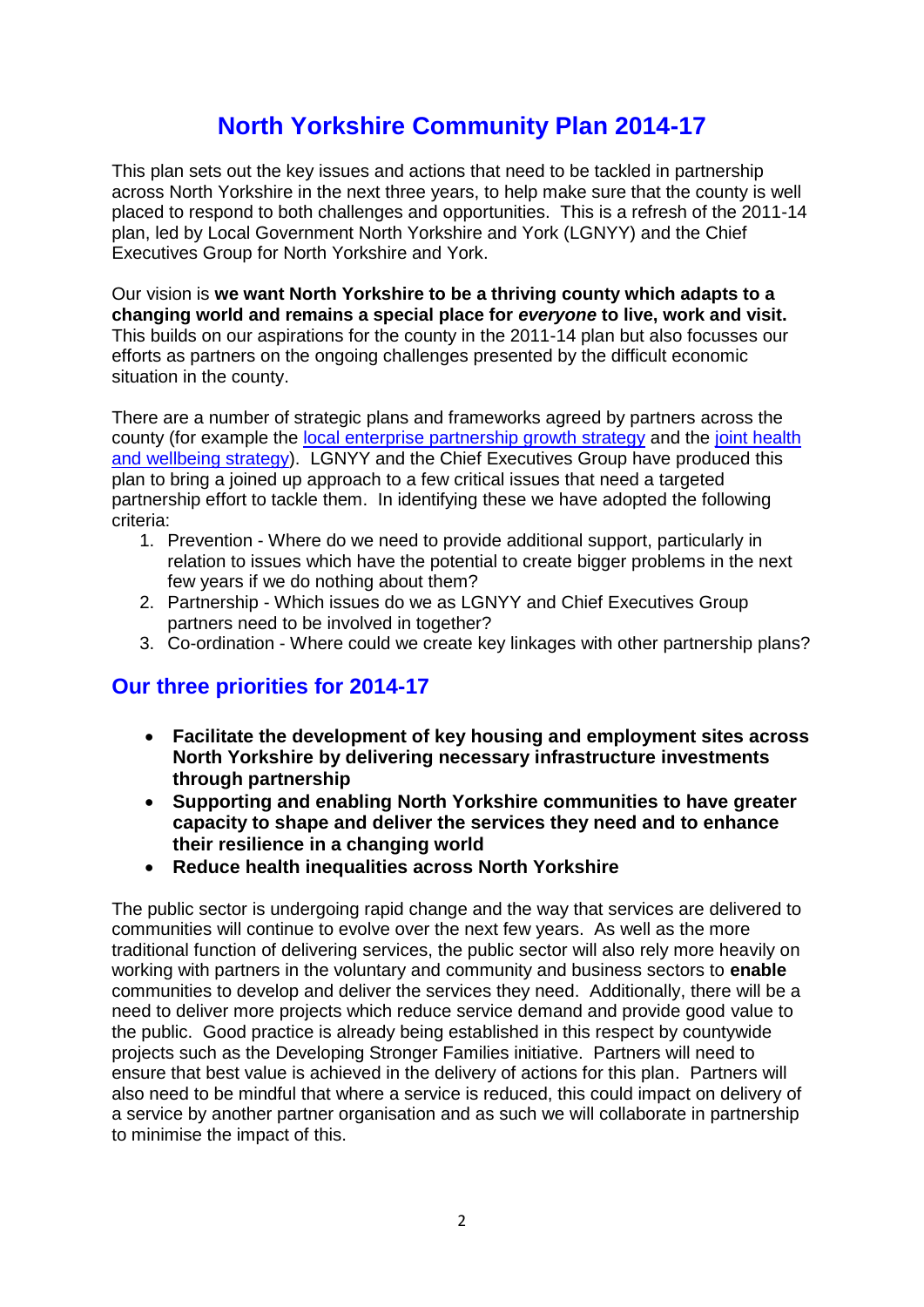# North Yorkshire Community Plan 2014-17

This plan sets out the key issues and actions that need to be tackled in partnership across North Yorkshire in the next three years, to help make sure that the county is well placed to respond to both challenges and opportunities. This is a refresh of the 2011-14 plan, led by Local Government North Yorkshire and York (LGNYY) and the Chief Executives Group for North Yorkshire and York.

Our vision is **we want North Yorkshire to be a thriving county which adapts to a changing world and remains a special place for *everyone* to live, work and visit.** This builds on our aspirations for the county in the 2011-14 plan but also focusses our efforts as partners on the ongoing challenges presented by the difficult economic situation in the county.

There are a number of strategic plans and frameworks agreed by partners across the county (for example the local enterprise partnership growth strategy and the joint health and wellbeing strategy). LGNYY and the Chief Executives Group have produced this plan to bring a joined up approach to a few critical issues that need a targeted partnership effort to tackle them. In identifying these we have adopted the following criteria:

1. Prevention - Where do we need to provide additional support, particularly in relation to issues which have the potential to create bigger problems in the next few years if we do nothing about them?
2. Partnership - Which issues do we as LGNYY and Chief Executives Group partners need to be involved in together?
3. Co-ordination - Where could we create key linkages with other partnership plans?

## Our three priorities for 2014-17

- **Facilitate the development of key housing and employment sites across North Yorkshire by delivering necessary infrastructure investments through partnership**
- **Supporting and enabling North Yorkshire communities to have greater capacity to shape and deliver the services they need and to enhance their resilience in a changing world**
- **Reduce health inequalities across North Yorkshire**

The public sector is undergoing rapid change and the way that services are delivered to communities will continue to evolve over the next few years. As well as the more traditional function of delivering services, the public sector will also rely more heavily on working with partners in the voluntary and community and business sectors to **enable** communities to develop and deliver the services they need. Additionally, there will be a need to deliver more projects which reduce service demand and provide good value to the public. Good practice is already being established in this respect by countywide projects such as the Developing Stronger Families initiative. Partners will need to ensure that best value is achieved in the delivery of actions for this plan. Partners will also need to be mindful that where a service is reduced, this could impact on delivery of a service by another partner organisation and as such we will collaborate in partnership to minimise the impact of this.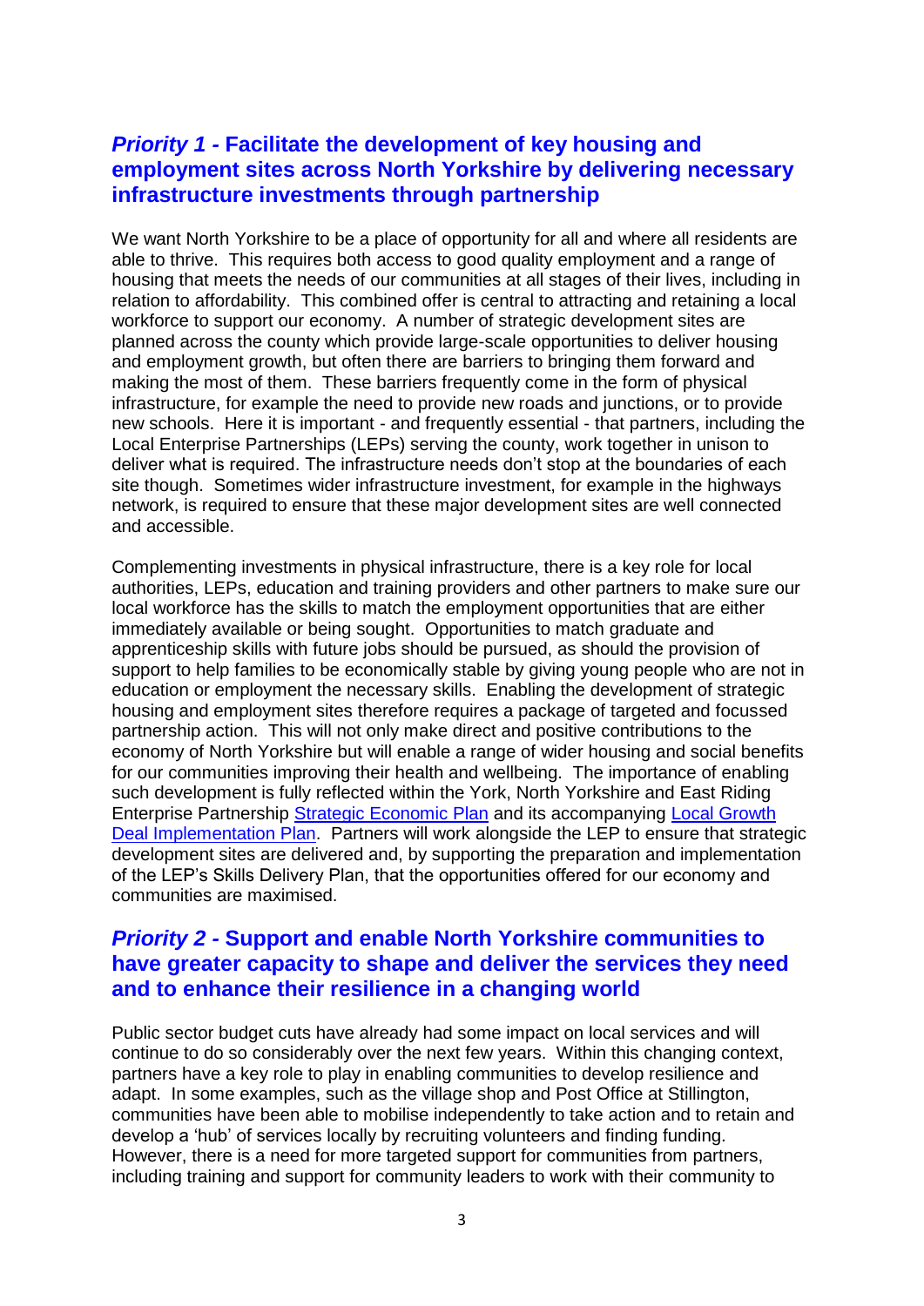## *Priority 1 -* Facilitate the development of key housing and employment sites across North Yorkshire by delivering necessary infrastructure investments through partnership

We want North Yorkshire to be a place of opportunity for all and where all residents are able to thrive. This requires both access to good quality employment and a range of housing that meets the needs of our communities at all stages of their lives, including in relation to affordability. This combined offer is central to attracting and retaining a local workforce to support our economy. A number of strategic development sites are planned across the county which provide large-scale opportunities to deliver housing and employment growth, but often there are barriers to bringing them forward and making the most of them. These barriers frequently come in the form of physical infrastructure, for example the need to provide new roads and junctions, or to provide new schools. Here it is important - and frequently essential - that partners, including the Local Enterprise Partnerships (LEPs) serving the county, work together in unison to deliver what is required. The infrastructure needs don't stop at the boundaries of each site though. Sometimes wider infrastructure investment, for example in the highways network, is required to ensure that these major development sites are well connected and accessible.

Complementing investments in physical infrastructure, there is a key role for local authorities, LEPs, education and training providers and other partners to make sure our local workforce has the skills to match the employment opportunities that are either immediately available or being sought. Opportunities to match graduate and apprenticeship skills with future jobs should be pursued, as should the provision of support to help families to be economically stable by giving young people who are not in education or employment the necessary skills. Enabling the development of strategic housing and employment sites therefore requires a package of targeted and focussed partnership action. This will not only make direct and positive contributions to the economy of North Yorkshire but will enable a range of wider housing and social benefits for our communities improving their health and wellbeing. The importance of enabling such development is fully reflected within the York, North Yorkshire and East Riding Enterprise Partnership Strategic Economic Plan and its accompanying Local Growth Deal Implementation Plan. Partners will work alongside the LEP to ensure that strategic development sites are delivered and, by supporting the preparation and implementation of the LEP's Skills Delivery Plan, that the opportunities offered for our economy and communities are maximised.

## *Priority 2 -* Support and enable North Yorkshire communities to have greater capacity to shape and deliver the services they need and to enhance their resilience in a changing world

Public sector budget cuts have already had some impact on local services and will continue to do so considerably over the next few years. Within this changing context, partners have a key role to play in enabling communities to develop resilience and adapt. In some examples, such as the village shop and Post Office at Stillington, communities have been able to mobilise independently to take action and to retain and develop a 'hub' of services locally by recruiting volunteers and finding funding. However, there is a need for more targeted support for communities from partners, including training and support for community leaders to work with their community to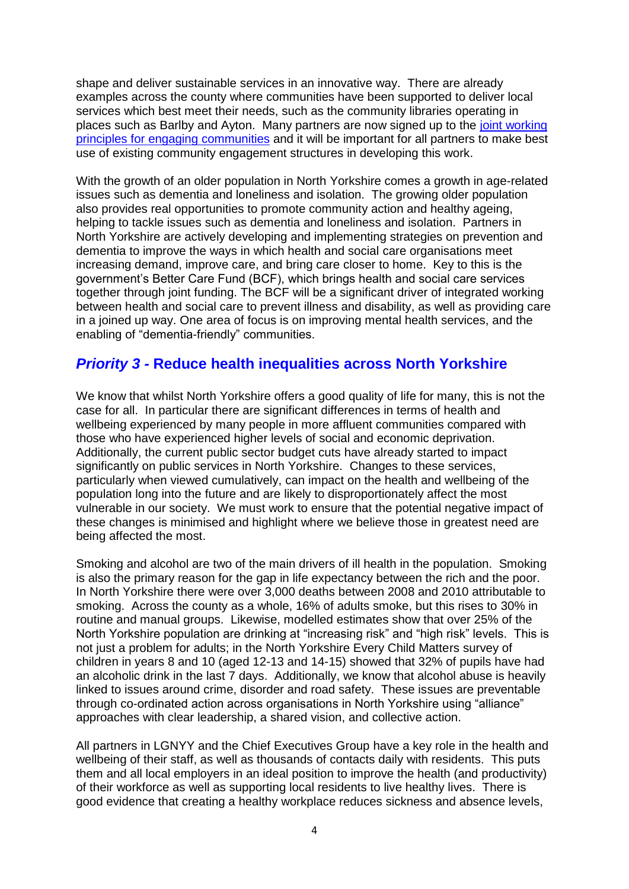shape and deliver sustainable services in an innovative way. There are already examples across the county where communities have been supported to deliver local services which best meet their needs, such as the community libraries operating in places such as Barlby and Ayton. Many partners are now signed up to the joint working principles for engaging communities and it will be important for all partners to make best use of existing community engagement structures in developing this work.

With the growth of an older population in North Yorkshire comes a growth in age-related issues such as dementia and loneliness and isolation. The growing older population also provides real opportunities to promote community action and healthy ageing, helping to tackle issues such as dementia and loneliness and isolation. Partners in North Yorkshire are actively developing and implementing strategies on prevention and dementia to improve the ways in which health and social care organisations meet increasing demand, improve care, and bring care closer to home. Key to this is the government's Better Care Fund (BCF), which brings health and social care services together through joint funding. The BCF will be a significant driver of integrated working between health and social care to prevent illness and disability, as well as providing care in a joined up way. One area of focus is on improving mental health services, and the enabling of "dementia-friendly" communities.

## *Priority 3* - Reduce health inequalities across North Yorkshire

We know that whilst North Yorkshire offers a good quality of life for many, this is not the case for all. In particular there are significant differences in terms of health and wellbeing experienced by many people in more affluent communities compared with those who have experienced higher levels of social and economic deprivation. Additionally, the current public sector budget cuts have already started to impact significantly on public services in North Yorkshire. Changes to these services, particularly when viewed cumulatively, can impact on the health and wellbeing of the population long into the future and are likely to disproportionately affect the most vulnerable in our society. We must work to ensure that the potential negative impact of these changes is minimised and highlight where we believe those in greatest need are being affected the most.

Smoking and alcohol are two of the main drivers of ill health in the population. Smoking is also the primary reason for the gap in life expectancy between the rich and the poor. In North Yorkshire there were over 3,000 deaths between 2008 and 2010 attributable to smoking. Across the county as a whole, 16% of adults smoke, but this rises to 30% in routine and manual groups. Likewise, modelled estimates show that over 25% of the North Yorkshire population are drinking at "increasing risk" and "high risk" levels. This is not just a problem for adults; in the North Yorkshire Every Child Matters survey of children in years 8 and 10 (aged 12-13 and 14-15) showed that 32% of pupils have had an alcoholic drink in the last 7 days. Additionally, we know that alcohol abuse is heavily linked to issues around crime, disorder and road safety. These issues are preventable through co-ordinated action across organisations in North Yorkshire using "alliance" approaches with clear leadership, a shared vision, and collective action.

All partners in LGNYY and the Chief Executives Group have a key role in the health and wellbeing of their staff, as well as thousands of contacts daily with residents. This puts them and all local employers in an ideal position to improve the health (and productivity) of their workforce as well as supporting local residents to live healthy lives. There is good evidence that creating a healthy workplace reduces sickness and absence levels,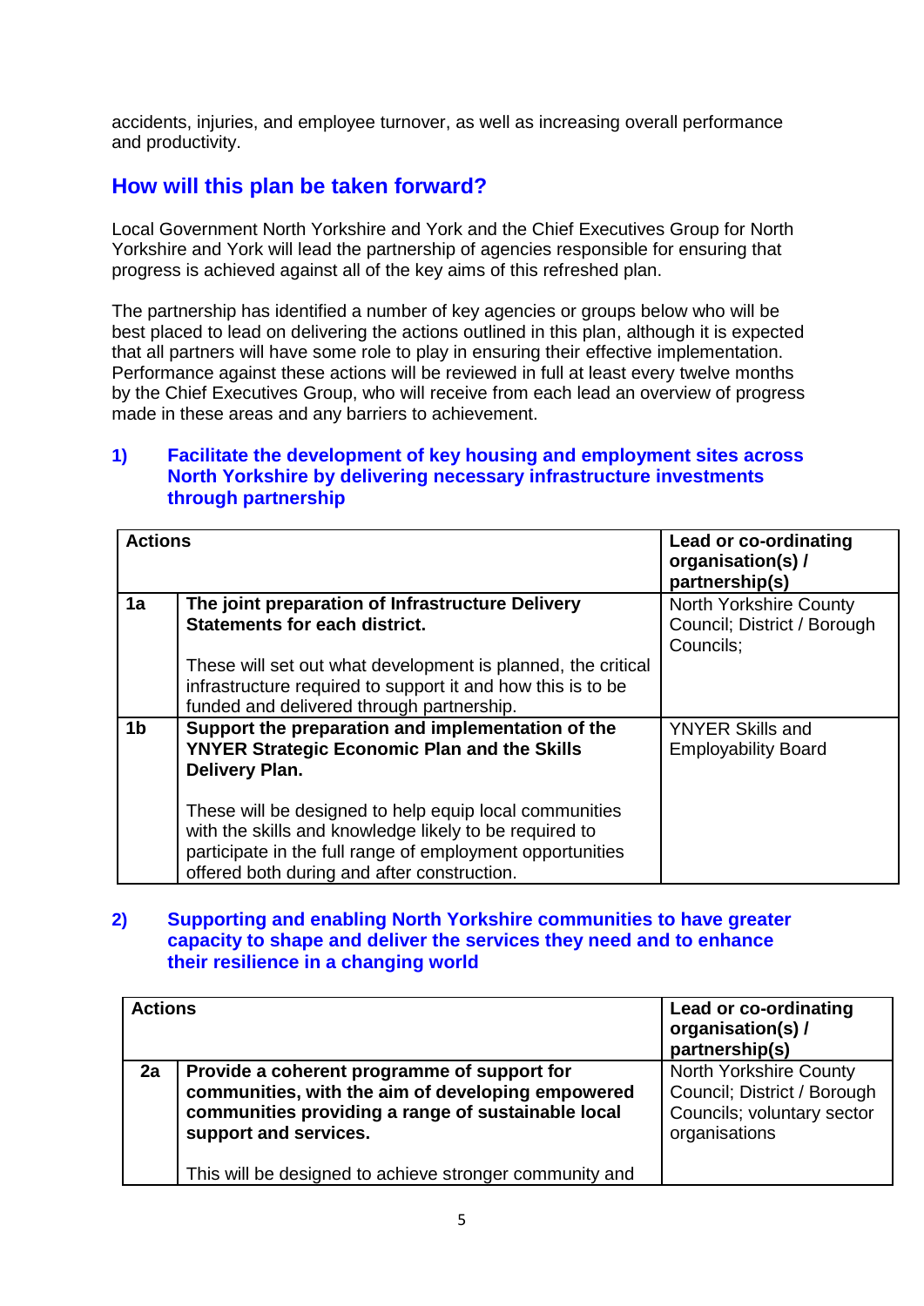accidents, injuries, and employee turnover, as well as increasing overall performance and productivity.

## How will this plan be taken forward?

Local Government North Yorkshire and York and the Chief Executives Group for North Yorkshire and York will lead the partnership of agencies responsible for ensuring that progress is achieved against all of the key aims of this refreshed plan.

The partnership has identified a number of key agencies or groups below who will be best placed to lead on delivering the actions outlined in this plan, although it is expected that all partners will have some role to play in ensuring their effective implementation. Performance against these actions will be reviewed in full at least every twelve months by the Chief Executives Group, who will receive from each lead an overview of progress made in these areas and any barriers to achievement.

### 1) Facilitate the development of key housing and employment sites across North Yorkshire by delivering necessary infrastructure investments through partnership

| Actions | | Lead or co-ordinating organisation(s) / partnership(s) |
|---|---|---|
| 1a | **The joint preparation of Infrastructure Delivery Statements for each district.**<br><br>These will set out what development is planned, the critical infrastructure required to support it and how this is to be funded and delivered through partnership. | North Yorkshire County Council; District / Borough Councils; |
| 1b | **Support the preparation and implementation of the YNYER Strategic Economic Plan and the Skills Delivery Plan.**<br><br>These will be designed to help equip local communities with the skills and knowledge likely to be required to participate in the full range of employment opportunities offered both during and after construction. | YNYER Skills and Employability Board |

### 2) Supporting and enabling North Yorkshire communities to have greater capacity to shape and deliver the services they need and to enhance their resilience in a changing world

| Actions | | Lead or co-ordinating organisation(s) / partnership(s) |
|---|---|---|
| 2a | **Provide a coherent programme of support for communities, with the aim of developing empowered communities providing a range of sustainable local support and services.**<br><br>This will be designed to achieve stronger community and | North Yorkshire County Council; District / Borough Councils; voluntary sector organisations |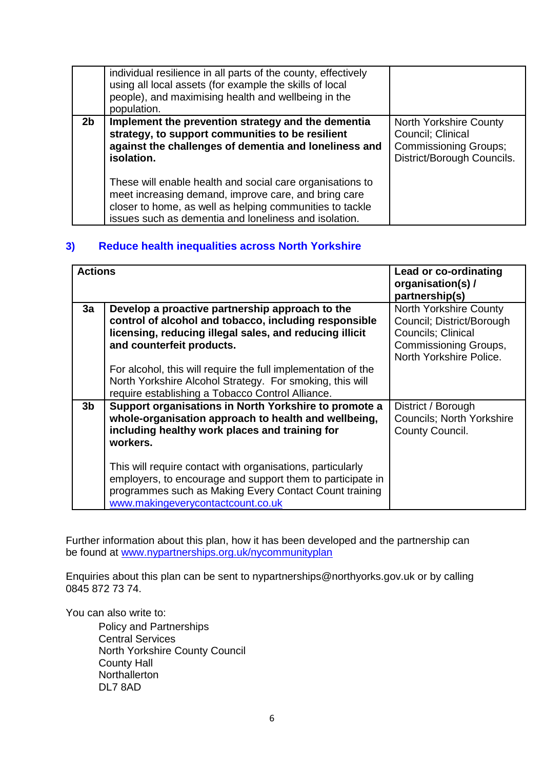| | | |
|---|---|---|
| | individual resilience in all parts of the county, effectively using all local assets (for example the skills of local people), and maximising health and wellbeing in the population. | |
| 2b | **Implement the prevention strategy and the dementia strategy, to support communities to be resilient against the challenges of dementia and loneliness and isolation.**<br><br>These will enable health and social care organisations to meet increasing demand, improve care, and bring care closer to home, as well as helping communities to tackle issues such as dementia and loneliness and isolation. | North Yorkshire County Council; Clinical Commissioning Groups; District/Borough Councils. |

### 3) Reduce health inequalities across North Yorkshire

| Actions | | Lead or co-ordinating organisation(s) / partnership(s) |
|---|---|---|
| 3a | **Develop a proactive partnership approach to the control of alcohol and tobacco, including responsible licensing, reducing illegal sales, and reducing illicit and counterfeit products.**<br><br>For alcohol, this will require the full implementation of the North Yorkshire Alcohol Strategy. For smoking, this will require establishing a Tobacco Control Alliance. | North Yorkshire County Council; District/Borough Councils; Clinical Commissioning Groups, North Yorkshire Police. |
| 3b | **Support organisations in North Yorkshire to promote a whole-organisation approach to health and wellbeing, including healthy work places and training for workers.**<br><br>This will require contact with organisations, particularly employers, to encourage and support them to participate in programmes such as Making Every Contact Count training www.makingeverycontactcount.co.uk | District / Borough Councils; North Yorkshire County Council. |

Further information about this plan, how it has been developed and the partnership can be found at www.nypartnerships.org.uk/nycommunityplan

Enquiries about this plan can be sent to nypartnerships@northyorks.gov.uk or by calling 0845 872 73 74.

You can also write to:

Policy and Partnerships
Central Services
North Yorkshire County Council
County Hall
Northallerton
DL7 8AD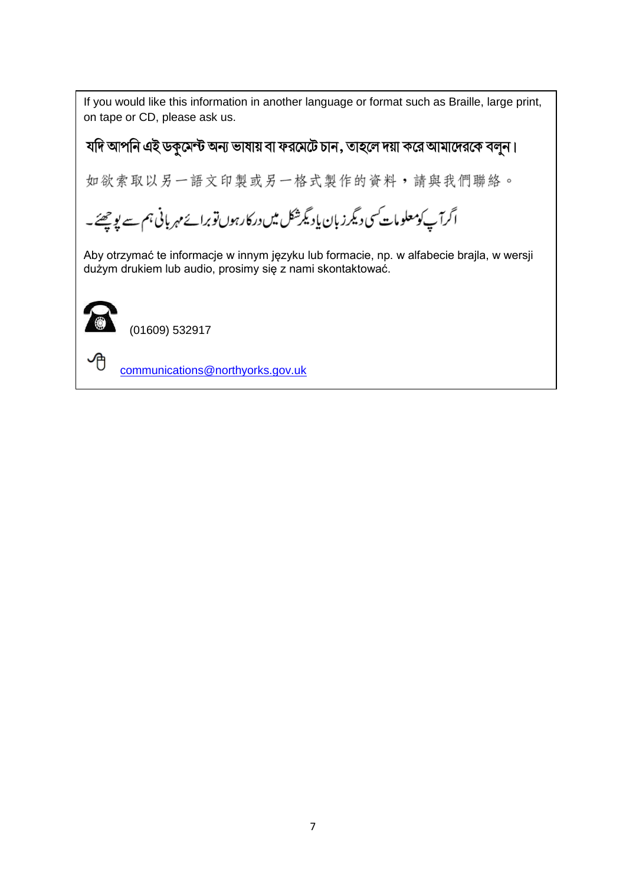If you would like this information in another language or format such as Braille, large print, on tape or CD, please ask us.

যদি আপনি এই ডকুমেন্ট অন্য ভাষায় বা ফরমেটে চান, তাহলে দয়া করে আমাদেরকে বলুন।

如欲索取以另一語文印製或另一格式製作的資料，請與我們聯絡。

اگر آپ کو معلومات کسی دیگر زبان یا دیگر شکل میں درکار ہوں تو برائے مہربانی ہم سے پوچھئے۔

Aby otrzymać te informacje w innym języku lub formacie, np. w alfabecie brajla, w wersji dużym drukiem lub audio, prosimy się z nami skontaktować.

(01609) 532917

communications@northyorks.gov.uk